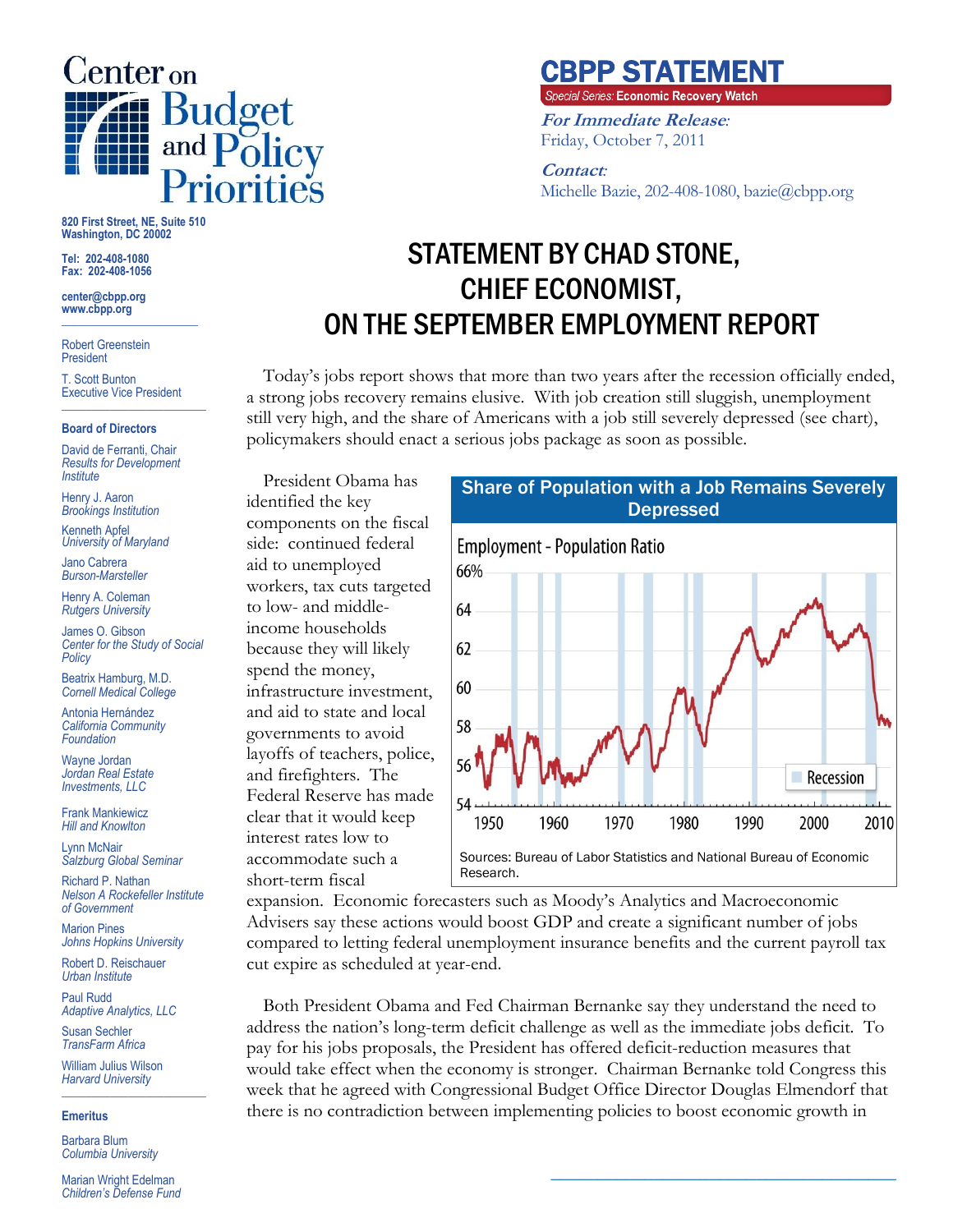# Center on Budget and Policy Priorities

820 First Street, NE, Suite 510
Washington, DC 20002

Tel: 202-408-1080
Fax: 202-408-1056

center@cbpp.org
www.cbpp.org

Robert Greenstein
President

T. Scott Bunton
Executive Vice President

**Board of Directors**

David de Ferranti, Chair
*Results for Development Institute*

Henry J. Aaron
*Brookings Institution*

Kenneth Apfel
*University of Maryland*

Jano Cabrera
*Burson-Marsteller*

Henry A. Coleman
*Rutgers University*

James O. Gibson
*Center for the Study of Social Policy*

Beatrix Hamburg, M.D.
*Cornell Medical College*

Antonia Hernández
*California Community Foundation*

Wayne Jordan
*Jordan Real Estate Investments, LLC*

Frank Mankiewicz
*Hill and Knowlton*

Lynn McNair
*Salzburg Global Seminar*

Richard P. Nathan
*Nelson A Rockefeller Institute of Government*

Marion Pines
*Johns Hopkins University*

Robert D. Reischauer
*Urban Institute*

Paul Rudd
*Adaptive Analytics, LLC*

Susan Sechler
*TransFarm Africa*

William Julius Wilson
*Harvard University*

**Emeritus**

Barbara Blum
*Columbia University*

Marian Wright Edelman
*Children's Defense Fund*

## CBPP STATEMENT

*Special Series:* **Economic Recovery Watch**

***For Immediate Release:***
Friday, October 7, 2011

***Contact:***
Michelle Bazie, 202-408-1080, bazie@cbpp.org

# STATEMENT BY CHAD STONE, CHIEF ECONOMIST, ON THE SEPTEMBER EMPLOYMENT REPORT

Today's jobs report shows that more than two years after the recession officially ended, a strong jobs recovery remains elusive. With job creation still sluggish, unemployment still very high, and the share of Americans with a job still severely depressed (see chart), policymakers should enact a serious jobs package as soon as possible.

President Obama has identified the key components on the fiscal side: continued federal aid to unemployed workers, tax cuts targeted to low- and middle-income households because they will likely spend the money, infrastructure investment, and aid to state and local governments to avoid layoffs of teachers, police, and firefighters. The Federal Reserve has made clear that it would keep interest rates low to accommodate such a short-term fiscal expansion. Economic forecasters such as Moody's Analytics and Macroeconomic Advisers say these actions would boost GDP and create a significant number of jobs compared to letting federal unemployment insurance benefits and the current payroll tax cut expire as scheduled at year-end.

**Share of Population with a Job Remains Severely Depressed**

Employment - Population Ratio

Sources: Bureau of Labor Statistics and National Bureau of Economic Research.

Both President Obama and Fed Chairman Bernanke say they understand the need to address the nation's long-term deficit challenge as well as the immediate jobs deficit. To pay for his jobs proposals, the President has offered deficit-reduction measures that would take effect when the economy is stronger. Chairman Bernanke told Congress this week that he agreed with Congressional Budget Office Director Douglas Elmendorf that there is no contradiction between implementing policies to boost economic growth in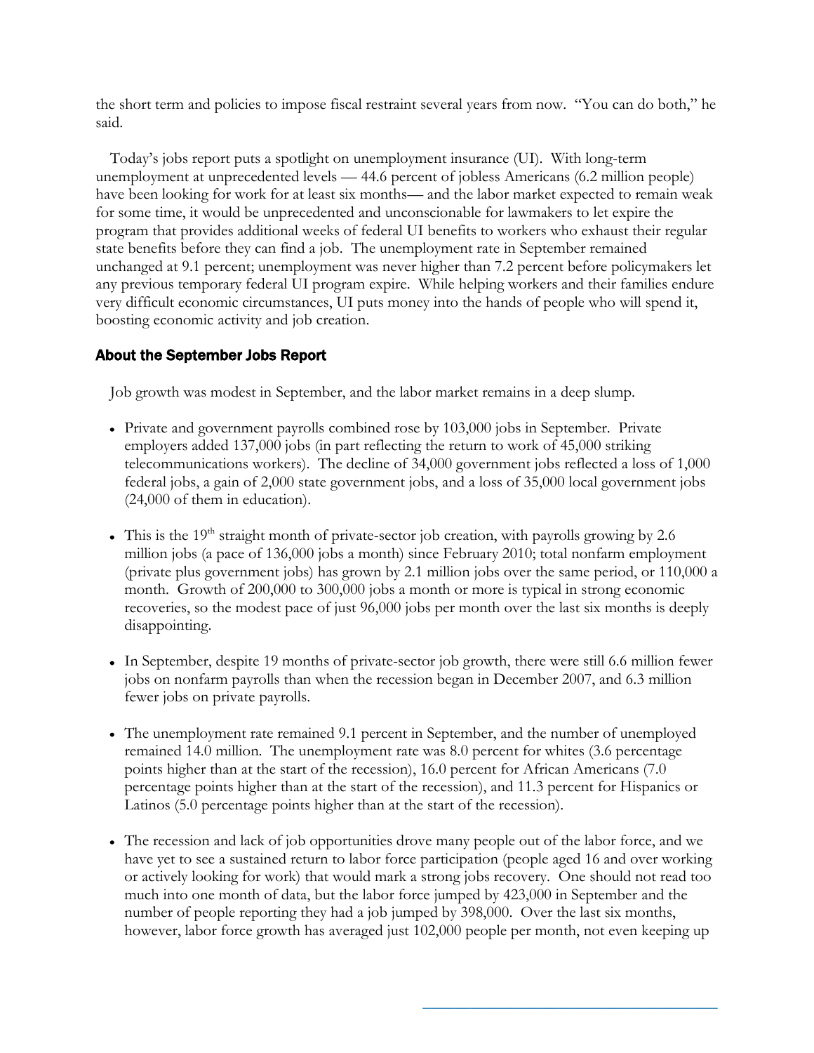the short term and policies to impose fiscal restraint several years from now. "You can do both," he said.

Today's jobs report puts a spotlight on unemployment insurance (UI). With long-term unemployment at unprecedented levels — 44.6 percent of jobless Americans (6.2 million people) have been looking for work for at least six months— and the labor market expected to remain weak for some time, it would be unprecedented and unconscionable for lawmakers to let expire the program that provides additional weeks of federal UI benefits to workers who exhaust their regular state benefits before they can find a job. The unemployment rate in September remained unchanged at 9.1 percent; unemployment was never higher than 7.2 percent before policymakers let any previous temporary federal UI program expire. While helping workers and their families endure very difficult economic circumstances, UI puts money into the hands of people who will spend it, boosting economic activity and job creation.

## About the September Jobs Report

Job growth was modest in September, and the labor market remains in a deep slump.

- Private and government payrolls combined rose by 103,000 jobs in September. Private employers added 137,000 jobs (in part reflecting the return to work of 45,000 striking telecommunications workers). The decline of 34,000 government jobs reflected a loss of 1,000 federal jobs, a gain of 2,000 state government jobs, and a loss of 35,000 local government jobs (24,000 of them in education).

- This is the 19th straight month of private-sector job creation, with payrolls growing by 2.6 million jobs (a pace of 136,000 jobs a month) since February 2010; total nonfarm employment (private plus government jobs) has grown by 2.1 million jobs over the same period, or 110,000 a month. Growth of 200,000 to 300,000 jobs a month or more is typical in strong economic recoveries, so the modest pace of just 96,000 jobs per month over the last six months is deeply disappointing.

- In September, despite 19 months of private-sector job growth, there were still 6.6 million fewer jobs on nonfarm payrolls than when the recession began in December 2007, and 6.3 million fewer jobs on private payrolls.

- The unemployment rate remained 9.1 percent in September, and the number of unemployed remained 14.0 million. The unemployment rate was 8.0 percent for whites (3.6 percentage points higher than at the start of the recession), 16.0 percent for African Americans (7.0 percentage points higher than at the start of the recession), and 11.3 percent for Hispanics or Latinos (5.0 percentage points higher than at the start of the recession).

- The recession and lack of job opportunities drove many people out of the labor force, and we have yet to see a sustained return to labor force participation (people aged 16 and over working or actively looking for work) that would mark a strong jobs recovery. One should not read too much into one month of data, but the labor force jumped by 423,000 in September and the number of people reporting they had a job jumped by 398,000. Over the last six months, however, labor force growth has averaged just 102,000 people per month, not even keeping up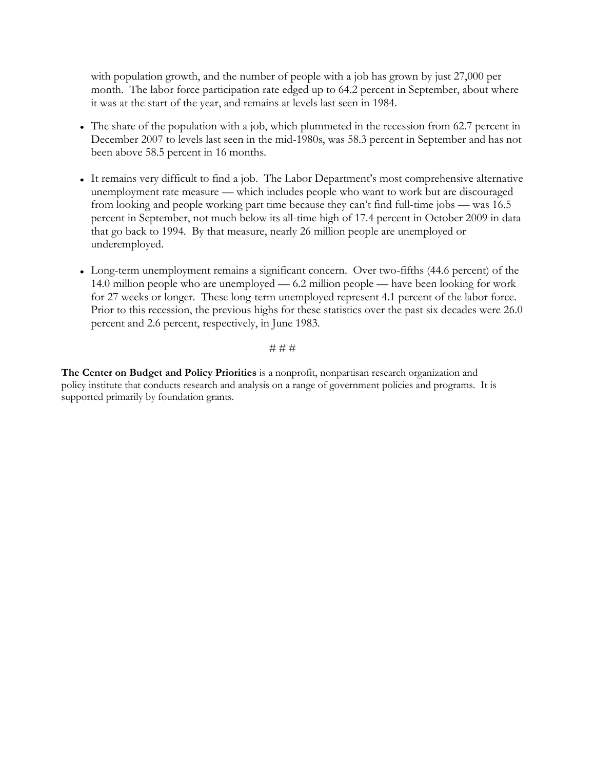with population growth, and the number of people with a job has grown by just 27,000 per month. The labor force participation rate edged up to 64.2 percent in September, about where it was at the start of the year, and remains at levels last seen in 1984.

- The share of the population with a job, which plummeted in the recession from 62.7 percent in December 2007 to levels last seen in the mid-1980s, was 58.3 percent in September and has not been above 58.5 percent in 16 months.

- It remains very difficult to find a job. The Labor Department's most comprehensive alternative unemployment rate measure — which includes people who want to work but are discouraged from looking and people working part time because they can't find full-time jobs — was 16.5 percent in September, not much below its all-time high of 17.4 percent in October 2009 in data that go back to 1994. By that measure, nearly 26 million people are unemployed or underemployed.

- Long-term unemployment remains a significant concern. Over two-fifths (44.6 percent) of the 14.0 million people who are unemployed — 6.2 million people — have been looking for work for 27 weeks or longer. These long-term unemployed represent 4.1 percent of the labor force. Prior to this recession, the previous highs for these statistics over the past six decades were 26.0 percent and 2.6 percent, respectively, in June 1983.

# # #

**The Center on Budget and Policy Priorities** is a nonprofit, nonpartisan research organization and policy institute that conducts research and analysis on a range of government policies and programs. It is supported primarily by foundation grants.